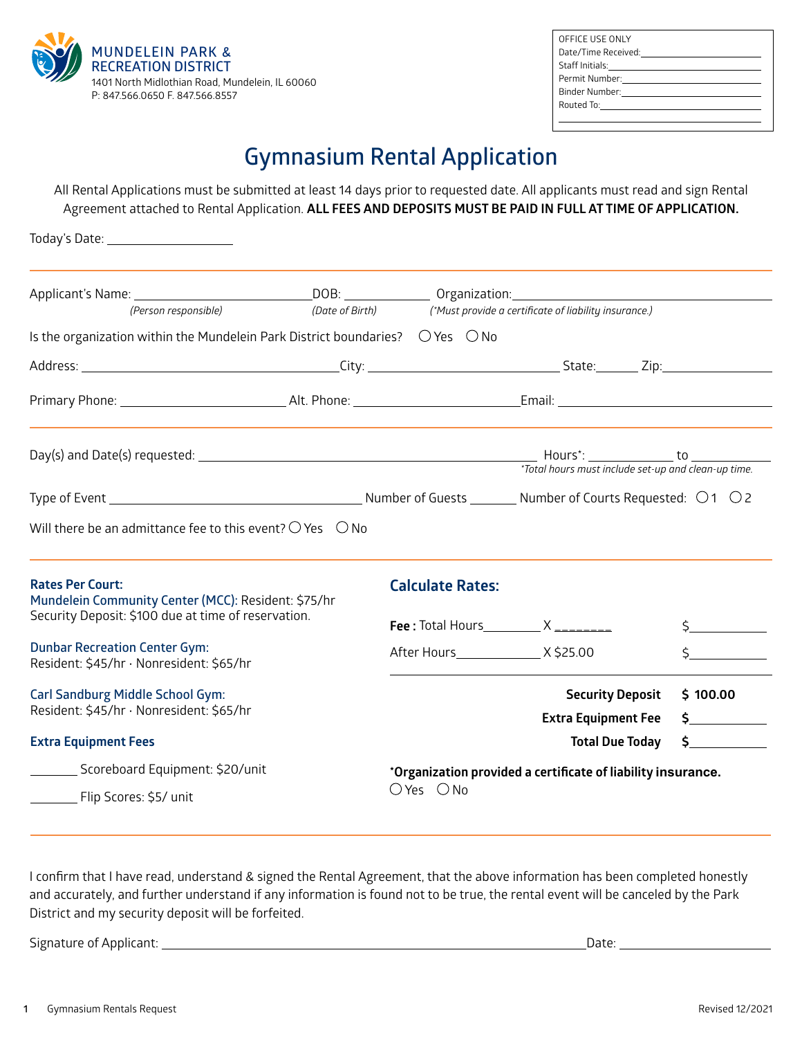MUNDELEIN PARK & RECREATION DISTRICT
1401 North Midlothian Road, Mundelein, IL 60060
P: 847.566.0650 F. 847.566.8557

OFFICE USE ONLY
Date/Time Received: ____________
Staff Initials: ____________
Permit Number: ____________
Binder Number: ____________
Routed To: ____________

# Gymnasium Rental Application

All Rental Applications must be submitted at least 14 days prior to requested date. All applicants must read and sign Rental Agreement attached to Rental Application. **ALL FEES AND DEPOSITS MUST BE PAID IN FULL AT TIME OF APPLICATION.**

Today's Date: ____________

Applicant's Name: ____________ *(Person responsible)* DOB: ____________ *(Date of Birth)* Organization: ____________ *(\*Must provide a certificate of liability insurance.)*

Is the organization within the Mundelein Park District boundaries? ○ Yes ○ No

Address: ____________ City: ____________ State: ______ Zip: ____________

Primary Phone: ____________ Alt. Phone: ____________ Email: ____________

Day(s) and Date(s) requested: ____________ Hours*: ________ to ________
*\*Total hours must include set-up and clean-up time.*

Type of Event ____________ Number of Guests ______ Number of Courts Requested: ○ 1 ○ 2

Will there be an admittance fee to this event? ○ Yes ○ No

**Rates Per Court:**

**Mundelein Community Center (MCC):** Resident: $75/hr
Security Deposit: $100 due at time of reservation.

**Dunbar Recreation Center Gym:**
Resident: $45/hr · Nonresident: $65/hr

**Carl Sandburg Middle School Gym:**
Resident: $45/hr · Nonresident: $65/hr

**Extra Equipment Fees**

_______ Scoreboard Equipment: $20/unit

_______ Flip Scores: $5/ unit

## Calculate Rates:

**Fee :** Total Hours________ X ________ $__________

After Hours__________ X $25.00 $__________

**Security Deposit** **$ 100.00**

**Extra Equipment Fee** **$__________**

**Total Due Today** **$__________**

**\*Organization provided a certificate of liability insurance.**
○ Yes ○ No

I confirm that I have read, understand & signed the Rental Agreement, that the above information has been completed honestly and accurately, and further understand if any information is found not to be true, the rental event will be canceled by the Park District and my security deposit will be forfeited.

Signature of Applicant: ______________________________ Date: ____________

Gymnasium Rentals Request Revised 12/2021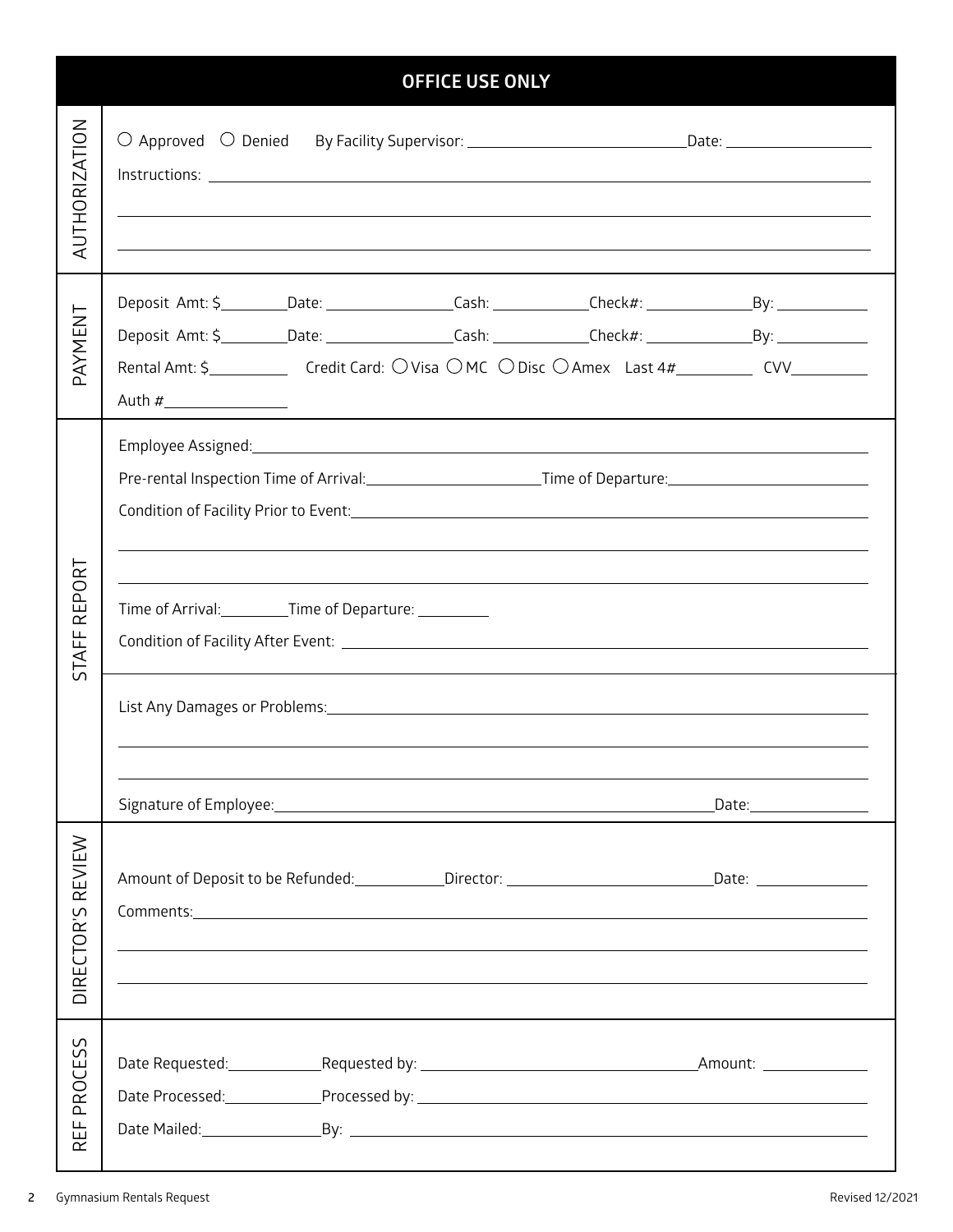## OFFICE USE ONLY

### AUTHORIZATION

○ Approved ○ Denied By Facility Supervisor: ______________________ Date: ______________

Instructions: ______________________________________________________________

______________________________________________________________

______________________________________________________________

### PAYMENT

Deposit Amt: $________ Date: ______________ Cash: ___________ Check#: ____________ By: __________

Deposit Amt: $________ Date: ______________ Cash: ___________ Check#: ____________ By: __________

Rental Amt: $__________ Credit Card: ○ Visa ○ MC ○ Disc ○ Amex Last 4#_________ CVV_________

Auth #______________

### STAFF REPORT

Employee Assigned: ______________________________________________________________

Pre-rental Inspection Time of Arrival: ____________________ Time of Departure: ____________________

Condition of Facility Prior to Event: ______________________________________________________________

______________________________________________________________

______________________________________________________________

Time of Arrival: ________ Time of Departure: ________

Condition of Facility After Event: ______________________________________________________________

List Any Damages or Problems: ______________________________________________________________

______________________________________________________________

______________________________________________________________

Signature of Employee: ______________________________________________ Date: ______________

### DIRECTOR'S REVIEW

Amount of Deposit to be Refunded: __________ Director: ______________________ Date: ______________

Comments: ______________________________________________________________

______________________________________________________________

______________________________________________________________

### REF PROCESS

Date Requested: ___________ Requested by: ______________________________ Amount: ____________

Date Processed: ___________ Processed by: ______________________________________________

Date Mailed: ______________ By: ______________________________________________________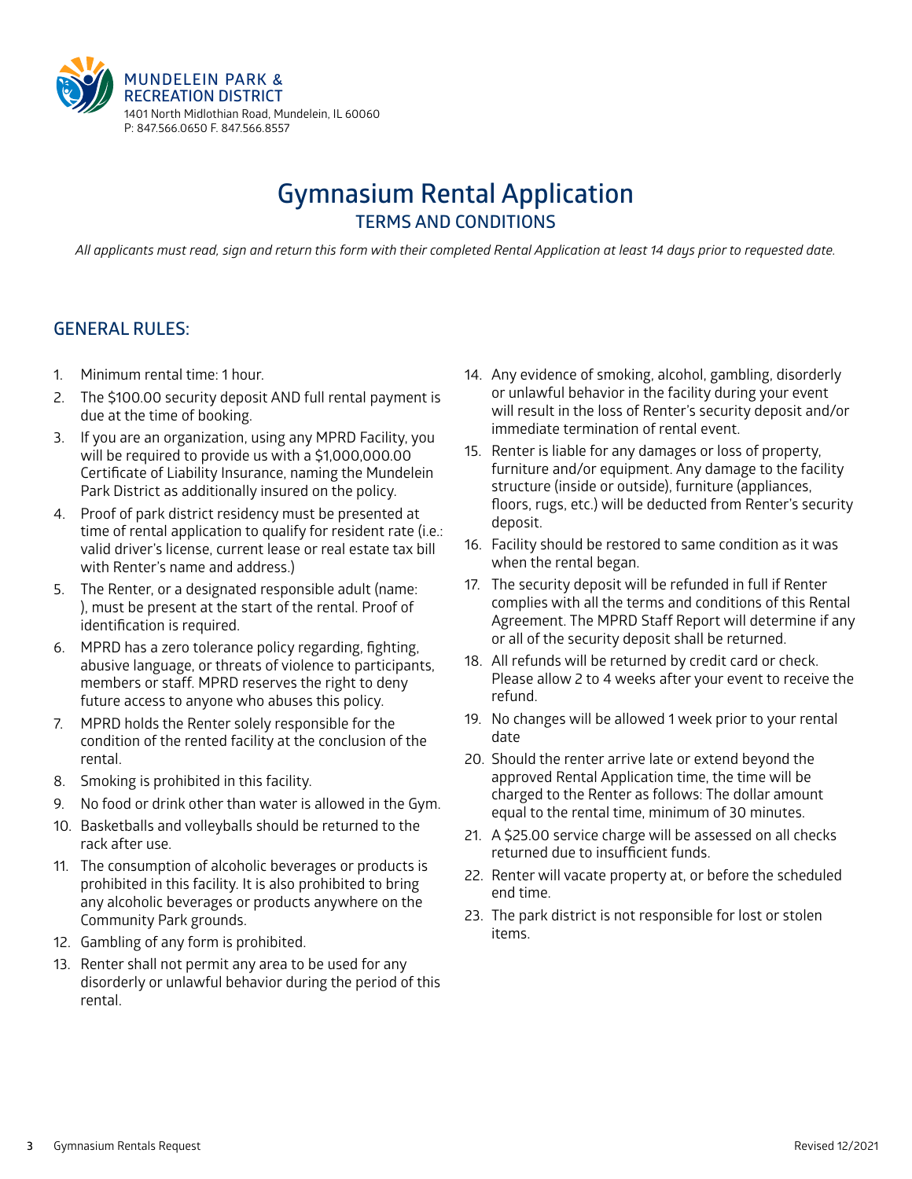MUNDELEIN PARK & RECREATION DISTRICT
1401 North Midlothian Road, Mundelein, IL 60060
P: 847.566.0650 F. 847.566.8557

# Gymnasium Rental Application

## TERMS AND CONDITIONS

*All applicants must read, sign and return this form with their completed Rental Application at least 14 days prior to requested date.*

## GENERAL RULES:

1. Minimum rental time: 1 hour.
2. The $100.00 security deposit AND full rental payment is due at the time of booking.
3. If you are an organization, using any MPRD Facility, you will be required to provide us with a $1,000,000.00 Certificate of Liability Insurance, naming the Mundelein Park District as additionally insured on the policy.
4. Proof of park district residency must be presented at time of rental application to qualify for resident rate (i.e.: valid driver's license, current lease or real estate tax bill with Renter's name and address.)
5. The Renter, or a designated responsible adult (name: ), must be present at the start of the rental. Proof of identification is required.
6. MPRD has a zero tolerance policy regarding, fighting, abusive language, or threats of violence to participants, members or staff. MPRD reserves the right to deny future access to anyone who abuses this policy.
7. MPRD holds the Renter solely responsible for the condition of the rented facility at the conclusion of the rental.
8. Smoking is prohibited in this facility.
9. No food or drink other than water is allowed in the Gym.
10. Basketballs and volleyballs should be returned to the rack after use.
11. The consumption of alcoholic beverages or products is prohibited in this facility. It is also prohibited to bring any alcoholic beverages or products anywhere on the Community Park grounds.
12. Gambling of any form is prohibited.
13. Renter shall not permit any area to be used for any disorderly or unlawful behavior during the period of this rental.
14. Any evidence of smoking, alcohol, gambling, disorderly or unlawful behavior in the facility during your event will result in the loss of Renter's security deposit and/or immediate termination of rental event.
15. Renter is liable for any damages or loss of property, furniture and/or equipment. Any damage to the facility structure (inside or outside), furniture (appliances, floors, rugs, etc.) will be deducted from Renter's security deposit.
16. Facility should be restored to same condition as it was when the rental began.
17. The security deposit will be refunded in full if Renter complies with all the terms and conditions of this Rental Agreement. The MPRD Staff Report will determine if any or all of the security deposit shall be returned.
18. All refunds will be returned by credit card or check. Please allow 2 to 4 weeks after your event to receive the refund.
19. No changes will be allowed 1 week prior to your rental date
20. Should the renter arrive late or extend beyond the approved Rental Application time, the time will be charged to the Renter as follows: The dollar amount equal to the rental time, minimum of 30 minutes.
21. A $25.00 service charge will be assessed on all checks returned due to insufficient funds.
22. Renter will vacate property at, or before the scheduled end time.
23. The park district is not responsible for lost or stolen items.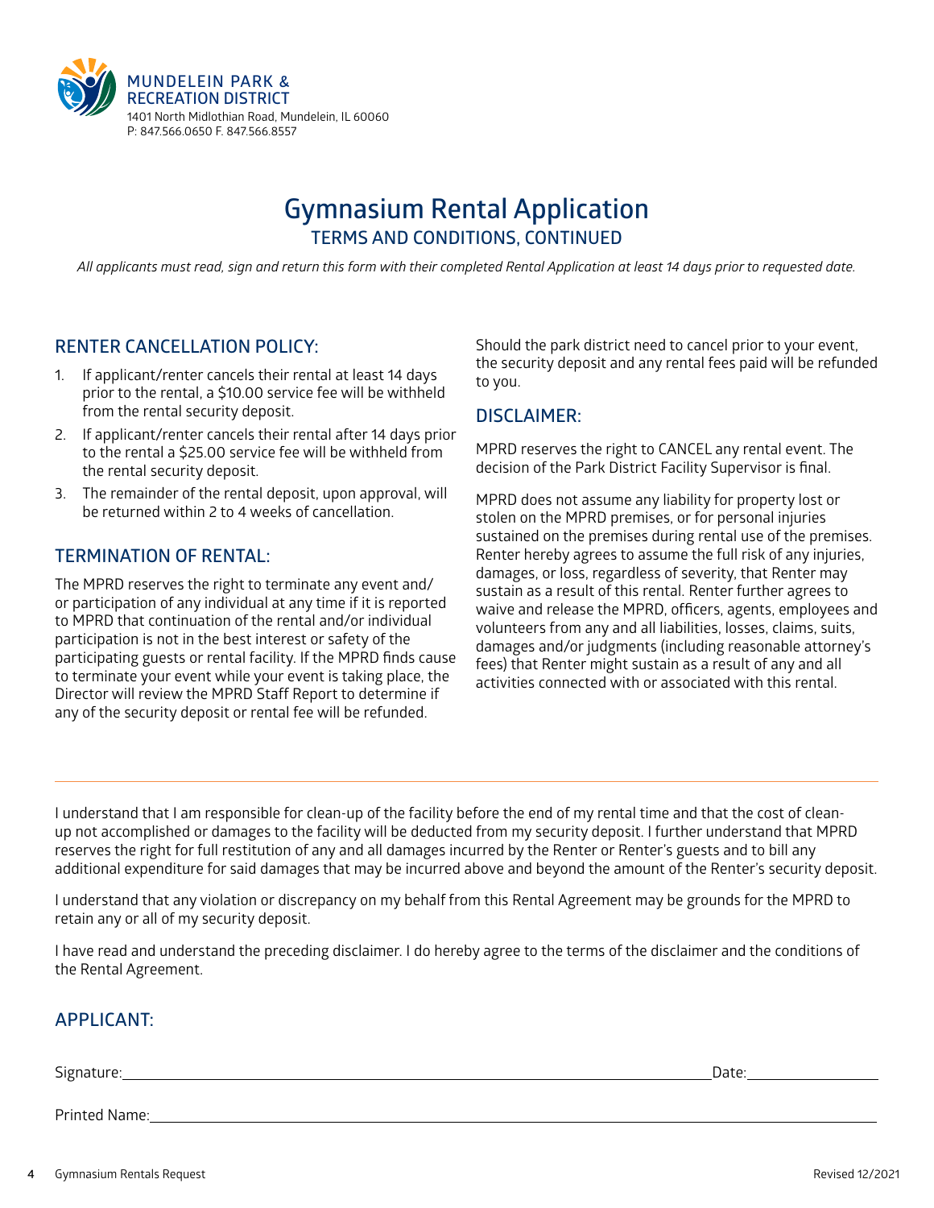MUNDELEIN PARK & RECREATION DISTRICT
1401 North Midlothian Road, Mundelein, IL 60060
P: 847.566.0650 F. 847.566.8557

# Gymnasium Rental Application

## TERMS AND CONDITIONS, CONTINUED

*All applicants must read, sign and return this form with their completed Rental Application at least 14 days prior to requested date.*

### RENTER CANCELLATION POLICY:

1. If applicant/renter cancels their rental at least 14 days prior to the rental, a $10.00 service fee will be withheld from the rental security deposit.
2. If applicant/renter cancels their rental after 14 days prior to the rental a $25.00 service fee will be withheld from the rental security deposit.
3. The remainder of the rental deposit, upon approval, will be returned within 2 to 4 weeks of cancellation.

### TERMINATION OF RENTAL:

The MPRD reserves the right to terminate any event and/or participation of any individual at any time if it is reported to MPRD that continuation of the rental and/or individual participation is not in the best interest or safety of the participating guests or rental facility. If the MPRD finds cause to terminate your event while your event is taking place, the Director will review the MPRD Staff Report to determine if any of the security deposit or rental fee will be refunded.

Should the park district need to cancel prior to your event, the security deposit and any rental fees paid will be refunded to you.

### DISCLAIMER:

MPRD reserves the right to CANCEL any rental event. The decision of the Park District Facility Supervisor is final.

MPRD does not assume any liability for property lost or stolen on the MPRD premises, or for personal injuries sustained on the premises during rental use of the premises. Renter hereby agrees to assume the full risk of any injuries, damages, or loss, regardless of severity, that Renter may sustain as a result of this rental. Renter further agrees to waive and release the MPRD, officers, agents, employees and volunteers from any and all liabilities, losses, claims, suits, damages and/or judgments (including reasonable attorney's fees) that Renter might sustain as a result of any and all activities connected with or associated with this rental.

---

I understand that I am responsible for clean-up of the facility before the end of my rental time and that the cost of clean-up not accomplished or damages to the facility will be deducted from my security deposit. I further understand that MPRD reserves the right for full restitution of any and all damages incurred by the Renter or Renter's guests and to bill any additional expenditure for said damages that may be incurred above and beyond the amount of the Renter's security deposit.

I understand that any violation or discrepancy on my behalf from this Rental Agreement may be grounds for the MPRD to retain any or all of my security deposit.

I have read and understand the preceding disclaimer. I do hereby agree to the terms of the disclaimer and the conditions of the Rental Agreement.

### APPLICANT:

Signature:\_\_\_\_\_\_\_\_\_\_\_\_\_\_\_\_\_\_\_\_\_\_\_\_\_\_\_\_\_\_\_\_\_\_\_\_\_\_\_\_ Date:\_\_\_\_\_\_\_\_\_\_\_\_\_\_\_\_

Printed Name:\_\_\_\_\_\_\_\_\_\_\_\_\_\_\_\_\_\_\_\_\_\_\_\_\_\_\_\_\_\_\_\_\_\_\_\_\_\_\_\_

Revised 12/2021